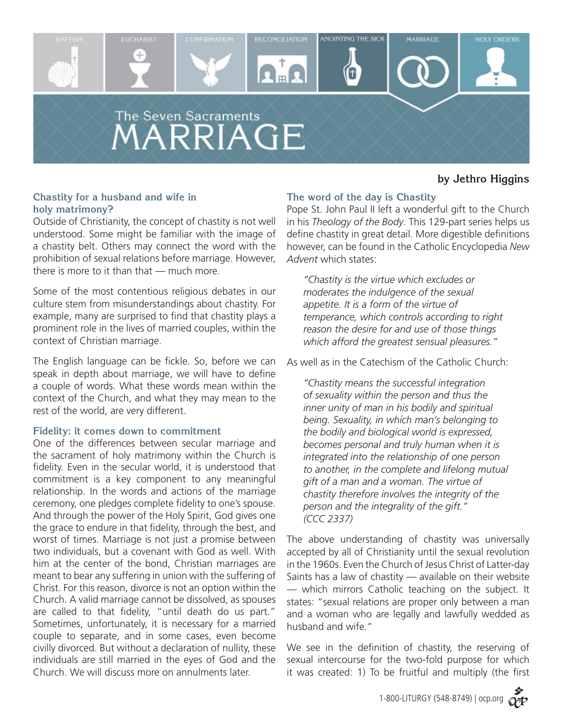BAPTISM | EUCHARIST | CONFIRMATION | RECONCILIATION | ANOINTING THE SICK | MARRIAGE | HOLY ORDERS

The Seven Sacraments

# MARRIAGE

**by Jethro Higgins**

### Chastity for a husband and wife in holy matrimony?

Outside of Christianity, the concept of chastity is not well understood. Some might be familiar with the image of a chastity belt. Others may connect the word with the prohibition of sexual relations before marriage. However, there is more to it than that — much more.

Some of the most contentious religious debates in our culture stem from misunderstandings about chastity. For example, many are surprised to find that chastity plays a prominent role in the lives of married couples, within the context of Christian marriage.

The English language can be fickle. So, before we can speak in depth about marriage, we will have to define a couple of words. What these words mean within the context of the Church, and what they may mean to the rest of the world, are very different.

### Fidelity: it comes down to commitment

One of the differences between secular marriage and the sacrament of holy matrimony within the Church is fidelity. Even in the secular world, it is understood that commitment is a key component to any meaningful relationship. In the words and actions of the marriage ceremony, one pledges complete fidelity to one's spouse. And through the power of the Holy Spirit, God gives one the grace to endure in that fidelity, through the best, and worst of times. Marriage is not just a promise between two individuals, but a covenant with God as well. With him at the center of the bond, Christian marriages are meant to bear any suffering in union with the suffering of Christ. For this reason, divorce is not an option within the Church. A valid marriage cannot be dissolved, as spouses are called to that fidelity, "until death do us part." Sometimes, unfortunately, it is necessary for a married couple to separate, and in some cases, even become civilly divorced. But without a declaration of nullity, these individuals are still married in the eyes of God and the Church. We will discuss more on annulments later.

### The word of the day is Chastity

Pope St. John Paul II left a wonderful gift to the Church in his *Theology of the Body*. This 129-part series helps us define chastity in great detail. More digestible definitions however, can be found in the Catholic Encyclopedia *New Advent* which states:

> *"Chastity is the virtue which excludes or moderates the indulgence of the sexual appetite. It is a form of the virtue of temperance, which controls according to right reason the desire for and use of those things which afford the greatest sensual pleasures."*

As well as in the Catechism of the Catholic Church:

> *"Chastity means the successful integration of sexuality within the person and thus the inner unity of man in his bodily and spiritual being. Sexuality, in which man's belonging to the bodily and biological world is expressed, becomes personal and truly human when it is integrated into the relationship of one person to another, in the complete and lifelong mutual gift of a man and a woman. The virtue of chastity therefore involves the integrity of the person and the integrality of the gift." (CCC 2337)*

The above understanding of chastity was universally accepted by all of Christianity until the sexual revolution in the 1960s. Even the Church of Jesus Christ of Latter-day Saints has a law of chastity — available on their website — which mirrors Catholic teaching on the subject. It states: "sexual relations are proper only between a man and a woman who are legally and lawfully wedded as husband and wife."

We see in the definition of chastity, the reserving of sexual intercourse for the two-fold purpose for which it was created: 1) To be fruitful and multiply (the first

1-800-LITURGY (548-8749) | ocp.org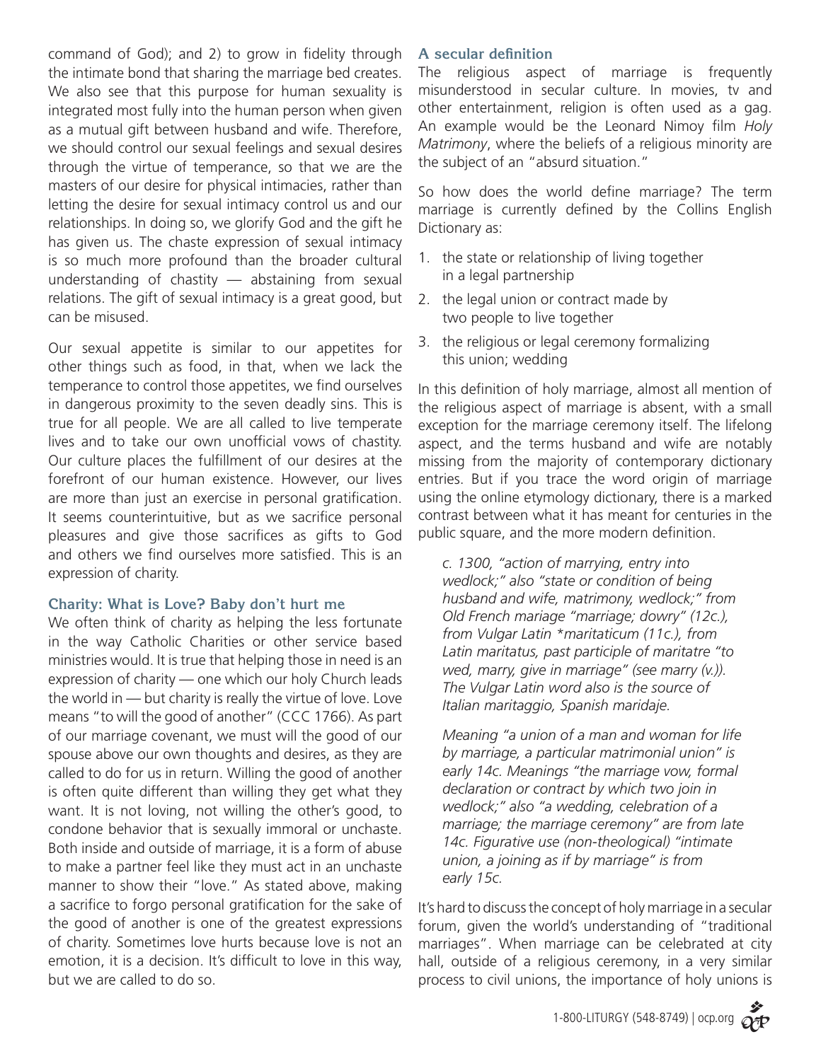command of God); and 2) to grow in fidelity through the intimate bond that sharing the marriage bed creates. We also see that this purpose for human sexuality is integrated most fully into the human person when given as a mutual gift between husband and wife. Therefore, we should control our sexual feelings and sexual desires through the virtue of temperance, so that we are the masters of our desire for physical intimacies, rather than letting the desire for sexual intimacy control us and our relationships. In doing so, we glorify God and the gift he has given us. The chaste expression of sexual intimacy is so much more profound than the broader cultural understanding of chastity — abstaining from sexual relations. The gift of sexual intimacy is a great good, but can be misused.

Our sexual appetite is similar to our appetites for other things such as food, in that, when we lack the temperance to control those appetites, we find ourselves in dangerous proximity to the seven deadly sins. This is true for all people. We are all called to live temperate lives and to take our own unofficial vows of chastity. Our culture places the fulfillment of our desires at the forefront of our human existence. However, our lives are more than just an exercise in personal gratification. It seems counterintuitive, but as we sacrifice personal pleasures and give those sacrifices as gifts to God and others we find ourselves more satisfied. This is an expression of charity.

### Charity: What is Love? Baby don't hurt me

We often think of charity as helping the less fortunate in the way Catholic Charities or other service based ministries would. It is true that helping those in need is an expression of charity — one which our holy Church leads the world in — but charity is really the virtue of love. Love means "to will the good of another" (CCC 1766). As part of our marriage covenant, we must will the good of our spouse above our own thoughts and desires, as they are called to do for us in return. Willing the good of another is often quite different than willing they get what they want. It is not loving, not willing the other's good, to condone behavior that is sexually immoral or unchaste. Both inside and outside of marriage, it is a form of abuse to make a partner feel like they must act in an unchaste manner to show their "love." As stated above, making a sacrifice to forgo personal gratification for the sake of the good of another is one of the greatest expressions of charity. Sometimes love hurts because love is not an emotion, it is a decision. It's difficult to love in this way, but we are called to do so.

### A secular definition

The religious aspect of marriage is frequently misunderstood in secular culture. In movies, tv and other entertainment, religion is often used as a gag. An example would be the Leonard Nimoy film *Holy Matrimony*, where the beliefs of a religious minority are the subject of an "absurd situation."

So how does the world define marriage? The term marriage is currently defined by the Collins English Dictionary as:

1. the state or relationship of living together in a legal partnership
2. the legal union or contract made by two people to live together
3. the religious or legal ceremony formalizing this union; wedding

In this definition of holy marriage, almost all mention of the religious aspect of marriage is absent, with a small exception for the marriage ceremony itself. The lifelong aspect, and the terms husband and wife are notably missing from the majority of contemporary dictionary entries. But if you trace the word origin of marriage using the online etymology dictionary, there is a marked contrast between what it has meant for centuries in the public square, and the more modern definition.

> *c. 1300, "action of marrying, entry into wedlock;" also "state or condition of being husband and wife, matrimony, wedlock;" from Old French mariage "marriage; dowry" (12c.), from Vulgar Latin *maritaticum (11c.), from Latin maritatus, past participle of maritatre "to wed, marry, give in marriage" (see marry (v.)). The Vulgar Latin word also is the source of Italian maritaggio, Spanish maridaje.*
>
> *Meaning "a union of a man and woman for life by marriage, a particular matrimonial union" is early 14c. Meanings "the marriage vow, formal declaration or contract by which two join in wedlock;" also "a wedding, celebration of a marriage; the marriage ceremony" are from late 14c. Figurative use (non-theological) "intimate union, a joining as if by marriage" is from early 15c.*

It's hard to discuss the concept of holy marriage in a secular forum, given the world's understanding of "traditional marriages". When marriage can be celebrated at city hall, outside of a religious ceremony, in a very similar process to civil unions, the importance of holy unions is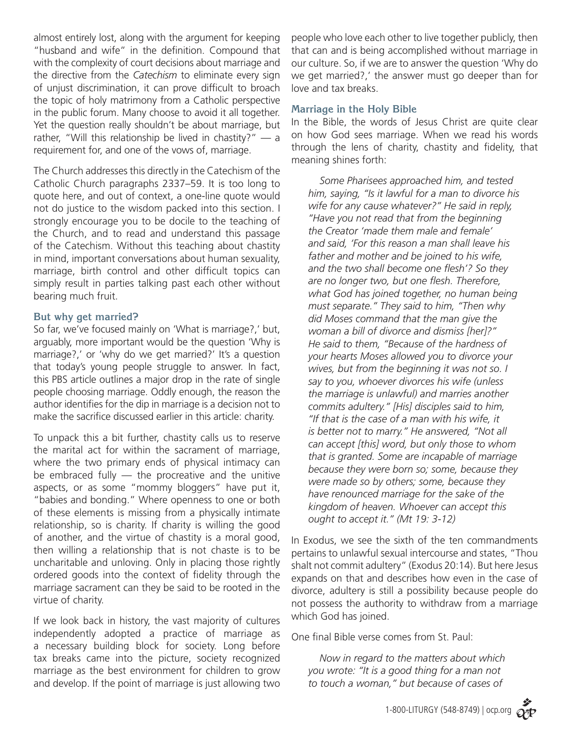almost entirely lost, along with the argument for keeping "husband and wife" in the definition. Compound that with the complexity of court decisions about marriage and the directive from the *Catechism* to eliminate every sign of unjust discrimination, it can prove difficult to broach the topic of holy matrimony from a Catholic perspective in the public forum. Many choose to avoid it all together. Yet the question really shouldn't be about marriage, but rather, "Will this relationship be lived in chastity?" — a requirement for, and one of the vows of, marriage.

The Church addresses this directly in the Catechism of the Catholic Church paragraphs 2337–59. It is too long to quote here, and out of context, a one-line quote would not do justice to the wisdom packed into this section. I strongly encourage you to be docile to the teaching of the Church, and to read and understand this passage of the Catechism. Without this teaching about chastity in mind, important conversations about human sexuality, marriage, birth control and other difficult topics can simply result in parties talking past each other without bearing much fruit.

### But why get married?

So far, we've focused mainly on 'What is marriage?,' but, arguably, more important would be the question 'Why is marriage?,' or 'why do we get married?' It's a question that today's young people struggle to answer. In fact, this PBS article outlines a major drop in the rate of single people choosing marriage. Oddly enough, the reason the author identifies for the dip in marriage is a decision not to make the sacrifice discussed earlier in this article: charity.

To unpack this a bit further, chastity calls us to reserve the marital act for within the sacrament of marriage, where the two primary ends of physical intimacy can be embraced fully — the procreative and the unitive aspects, or as some "mommy bloggers" have put it, "babies and bonding." Where openness to one or both of these elements is missing from a physically intimate relationship, so is charity. If charity is willing the good of another, and the virtue of chastity is a moral good, then willing a relationship that is not chaste is to be uncharitable and unloving. Only in placing those rightly ordered goods into the context of fidelity through the marriage sacrament can they be said to be rooted in the virtue of charity.

If we look back in history, the vast majority of cultures independently adopted a practice of marriage as a necessary building block for society. Long before tax breaks came into the picture, society recognized marriage as the best environment for children to grow and develop. If the point of marriage is just allowing two people who love each other to live together publicly, then that can and is being accomplished without marriage in our culture. So, if we are to answer the question 'Why do we get married?,' the answer must go deeper than for love and tax breaks.

### Marriage in the Holy Bible

In the Bible, the words of Jesus Christ are quite clear on how God sees marriage. When we read his words through the lens of charity, chastity and fidelity, that meaning shines forth:

> *Some Pharisees approached him, and tested him, saying, "Is it lawful for a man to divorce his wife for any cause whatever?" He said in reply, "Have you not read that from the beginning the Creator 'made them male and female' and said, 'For this reason a man shall leave his father and mother and be joined to his wife, and the two shall become one flesh'? So they are no longer two, but one flesh. Therefore, what God has joined together, no human being must separate." They said to him, "Then why did Moses command that the man give the woman a bill of divorce and dismiss [her]?" He said to them, "Because of the hardness of your hearts Moses allowed you to divorce your wives, but from the beginning it was not so. I say to you, whoever divorces his wife (unless the marriage is unlawful) and marries another commits adultery." [His] disciples said to him, "If that is the case of a man with his wife, it is better not to marry." He answered, "Not all can accept [this] word, but only those to whom that is granted. Some are incapable of marriage because they were born so; some, because they were made so by others; some, because they have renounced marriage for the sake of the kingdom of heaven. Whoever can accept this ought to accept it." (Mt 19: 3-12)*

In Exodus, we see the sixth of the ten commandments pertains to unlawful sexual intercourse and states, "Thou shalt not commit adultery" (Exodus 20:14). But here Jesus expands on that and describes how even in the case of divorce, adultery is still a possibility because people do not possess the authority to withdraw from a marriage which God has joined.

One final Bible verse comes from St. Paul:

> *Now in regard to the matters about which you wrote: "It is a good thing for a man not to touch a woman," but because of cases of*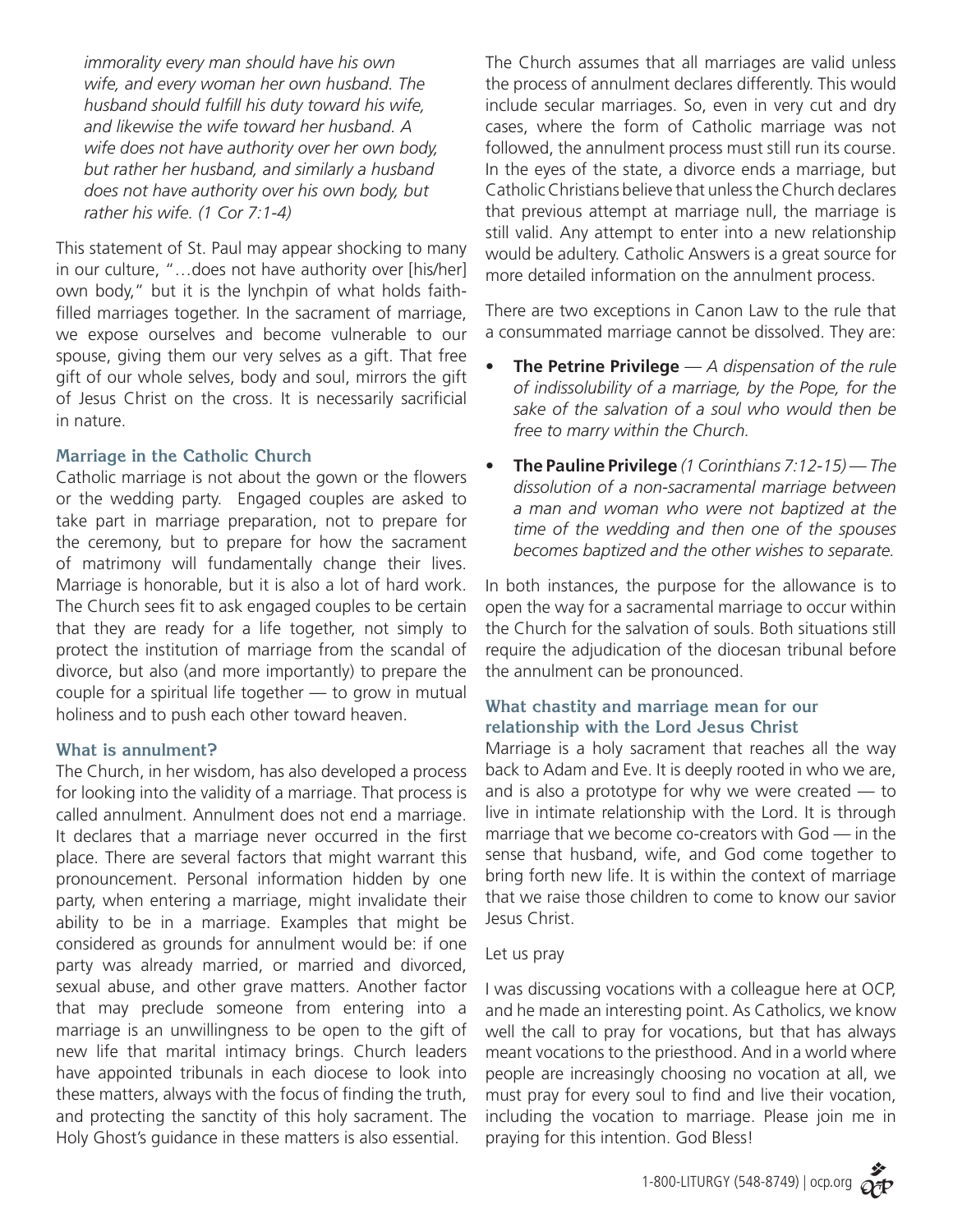*immorality every man should have his own wife, and every woman her own husband. The husband should fulfill his duty toward his wife, and likewise the wife toward her husband. A wife does not have authority over her own body, but rather her husband, and similarly a husband does not have authority over his own body, but rather his wife. (1 Cor 7:1-4)*

This statement of St. Paul may appear shocking to many in our culture, "…does not have authority over [his/her] own body," but it is the lynchpin of what holds faith-filled marriages together. In the sacrament of marriage, we expose ourselves and become vulnerable to our spouse, giving them our very selves as a gift. That free gift of our whole selves, body and soul, mirrors the gift of Jesus Christ on the cross. It is necessarily sacrificial in nature.

### Marriage in the Catholic Church

Catholic marriage is not about the gown or the flowers or the wedding party. Engaged couples are asked to take part in marriage preparation, not to prepare for the ceremony, but to prepare for how the sacrament of matrimony will fundamentally change their lives. Marriage is honorable, but it is also a lot of hard work. The Church sees fit to ask engaged couples to be certain that they are ready for a life together, not simply to protect the institution of marriage from the scandal of divorce, but also (and more importantly) to prepare the couple for a spiritual life together — to grow in mutual holiness and to push each other toward heaven.

### What is annulment?

The Church, in her wisdom, has also developed a process for looking into the validity of a marriage. That process is called annulment. Annulment does not end a marriage. It declares that a marriage never occurred in the first place. There are several factors that might warrant this pronouncement. Personal information hidden by one party, when entering a marriage, might invalidate their ability to be in a marriage. Examples that might be considered as grounds for annulment would be: if one party was already married, or married and divorced, sexual abuse, and other grave matters. Another factor that may preclude someone from entering into a marriage is an unwillingness to be open to the gift of new life that marital intimacy brings. Church leaders have appointed tribunals in each diocese to look into these matters, always with the focus of finding the truth, and protecting the sanctity of this holy sacrament. The Holy Ghost's guidance in these matters is also essential.

The Church assumes that all marriages are valid unless the process of annulment declares differently. This would include secular marriages. So, even in very cut and dry cases, where the form of Catholic marriage was not followed, the annulment process must still run its course. In the eyes of the state, a divorce ends a marriage, but Catholic Christians believe that unless the Church declares that previous attempt at marriage null, the marriage is still valid. Any attempt to enter into a new relationship would be adultery. Catholic Answers is a great source for more detailed information on the annulment process.

There are two exceptions in Canon Law to the rule that a consummated marriage cannot be dissolved. They are:

- **The Petrine Privilege** — *A dispensation of the rule of indissolubility of a marriage, by the Pope, for the sake of the salvation of a soul who would then be free to marry within the Church.*
- **The Pauline Privilege** *(1 Corinthians 7:12-15) — The dissolution of a non-sacramental marriage between a man and woman who were not baptized at the time of the wedding and then one of the spouses becomes baptized and the other wishes to separate.*

In both instances, the purpose for the allowance is to open the way for a sacramental marriage to occur within the Church for the salvation of souls. Both situations still require the adjudication of the diocesan tribunal before the annulment can be pronounced.

### What chastity and marriage mean for our relationship with the Lord Jesus Christ

Marriage is a holy sacrament that reaches all the way back to Adam and Eve. It is deeply rooted in who we are, and is also a prototype for why we were created — to live in intimate relationship with the Lord. It is through marriage that we become co-creators with God — in the sense that husband, wife, and God come together to bring forth new life. It is within the context of marriage that we raise those children to come to know our savior Jesus Christ.

Let us pray

I was discussing vocations with a colleague here at OCP, and he made an interesting point. As Catholics, we know well the call to pray for vocations, but that has always meant vocations to the priesthood. And in a world where people are increasingly choosing no vocation at all, we must pray for every soul to find and live their vocation, including the vocation to marriage. Please join me in praying for this intention. God Bless!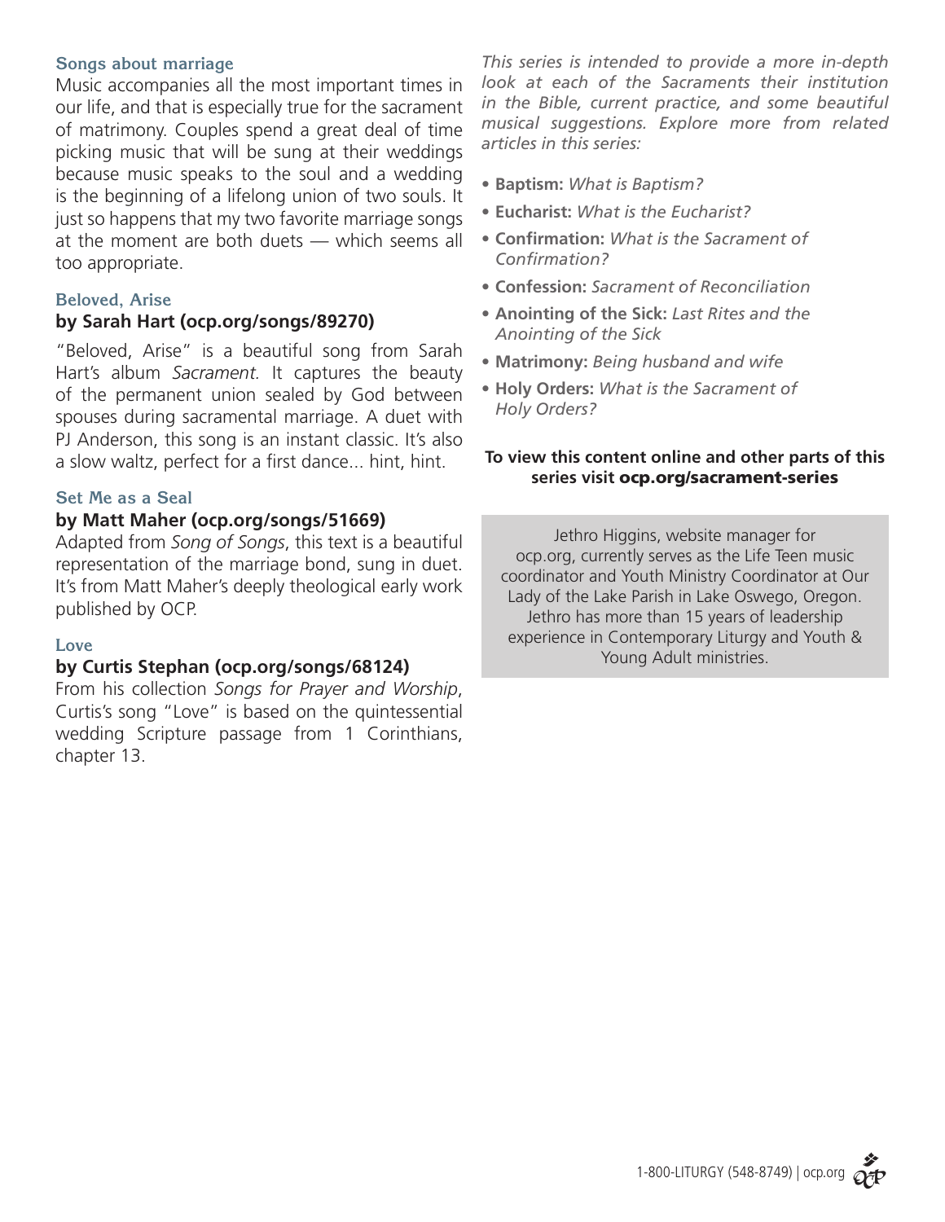### Songs about marriage

Music accompanies all the most important times in our life, and that is especially true for the sacrament of matrimony. Couples spend a great deal of time picking music that will be sung at their weddings because music speaks to the soul and a wedding is the beginning of a lifelong union of two souls. It just so happens that my two favorite marriage songs at the moment are both duets — which seems all too appropriate.

### Beloved, Arise

**by Sarah Hart (ocp.org/songs/89270)**

"Beloved, Arise" is a beautiful song from Sarah Hart's album *Sacrament.* It captures the beauty of the permanent union sealed by God between spouses during sacramental marriage. A duet with PJ Anderson, this song is an instant classic. It's also a slow waltz, perfect for a first dance... hint, hint.

### Set Me as a Seal

**by Matt Maher (ocp.org/songs/51669)**

Adapted from *Song of Songs*, this text is a beautiful representation of the marriage bond, sung in duet. It's from Matt Maher's deeply theological early work published by OCP.

### Love

**by Curtis Stephan (ocp.org/songs/68124)**

From his collection *Songs for Prayer and Worship*, Curtis's song "Love" is based on the quintessential wedding Scripture passage from 1 Corinthians, chapter 13.

*This series is intended to provide a more in-depth look at each of the Sacraments their institution in the Bible, current practice, and some beautiful musical suggestions. Explore more from related articles in this series:*

- **Baptism:** *What is Baptism?*
- **Eucharist:** *What is the Eucharist?*
- **Confirmation:** *What is the Sacrament of Confirmation?*
- **Confession:** *Sacrament of Reconciliation*
- **Anointing of the Sick:** *Last Rites and the Anointing of the Sick*
- **Matrimony:** *Being husband and wife*
- **Holy Orders:** *What is the Sacrament of Holy Orders?*

**To view this content online and other parts of this series visit ocp.org/sacrament-series**

Jethro Higgins, website manager for ocp.org, currently serves as the Life Teen music coordinator and Youth Ministry Coordinator at Our Lady of the Lake Parish in Lake Oswego, Oregon. Jethro has more than 15 years of leadership experience in Contemporary Liturgy and Youth & Young Adult ministries.

1-800-LITURGY (548-8749) | ocp.org